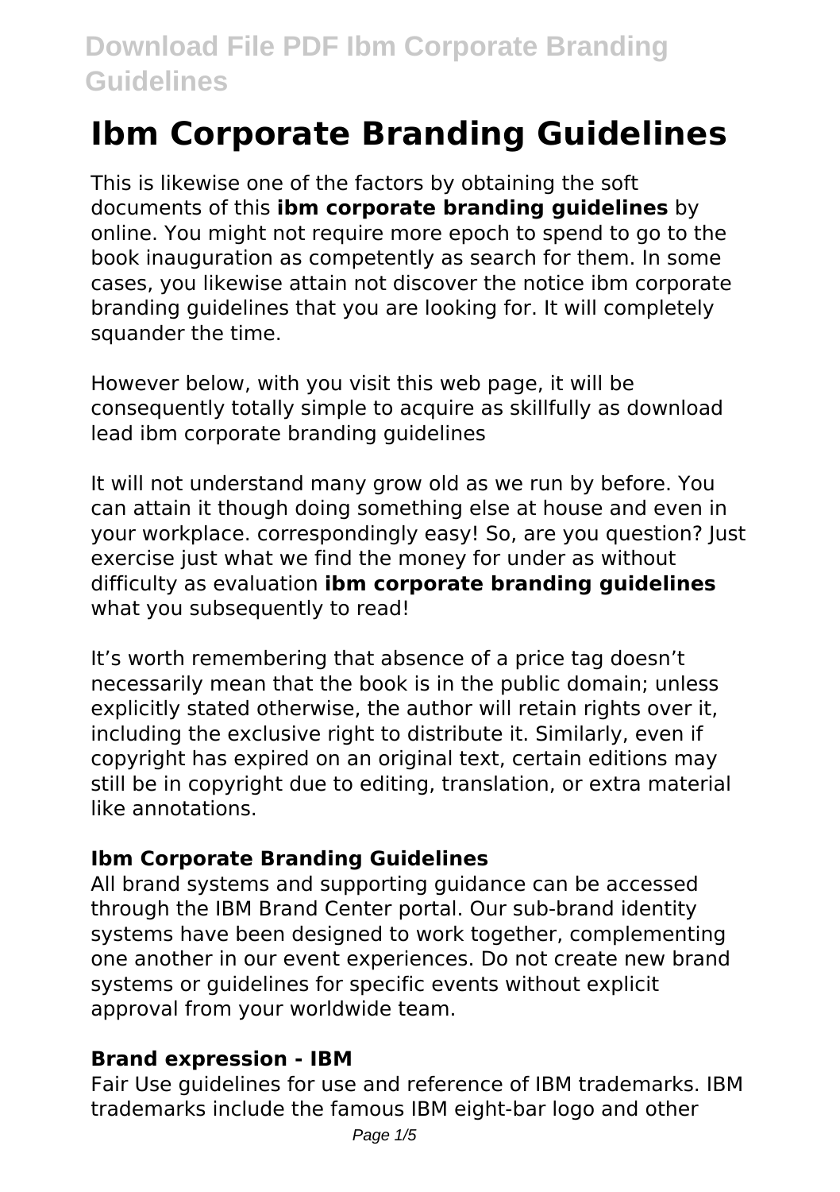# Ibm Corporate Branding Guidelines

This is likewise one of the factors by obtaining the soft documents of this **ibm corporate branding guidelines** by online. You might not require more epoch to spend to go to the book inauguration as competently as search for them. In some cases, you likewise attain not discover the notice ibm corporate branding guidelines that you are looking for. It will completely squander the time.

However below, with you visit this web page, it will be consequently totally simple to acquire as skillfully as download lead ibm corporate branding guidelines

It will not understand many grow old as we run by before. You can attain it though doing something else at house and even in your workplace. correspondingly easy! So, are you question? Just exercise just what we find the money for under as without difficulty as evaluation **ibm corporate branding guidelines** what you subsequently to read!

It's worth remembering that absence of a price tag doesn't necessarily mean that the book is in the public domain; unless explicitly stated otherwise, the author will retain rights over it, including the exclusive right to distribute it. Similarly, even if copyright has expired on an original text, certain editions may still be in copyright due to editing, translation, or extra material like annotations.

### Ibm Corporate Branding Guidelines

All brand systems and supporting guidance can be accessed through the IBM Brand Center portal. Our sub-brand identity systems have been designed to work together, complementing one another in our event experiences. Do not create new brand systems or guidelines for specific events without explicit approval from your worldwide team.

### Brand expression - IBM

Fair Use guidelines for use and reference of IBM trademarks. IBM trademarks include the famous IBM eight-bar logo and other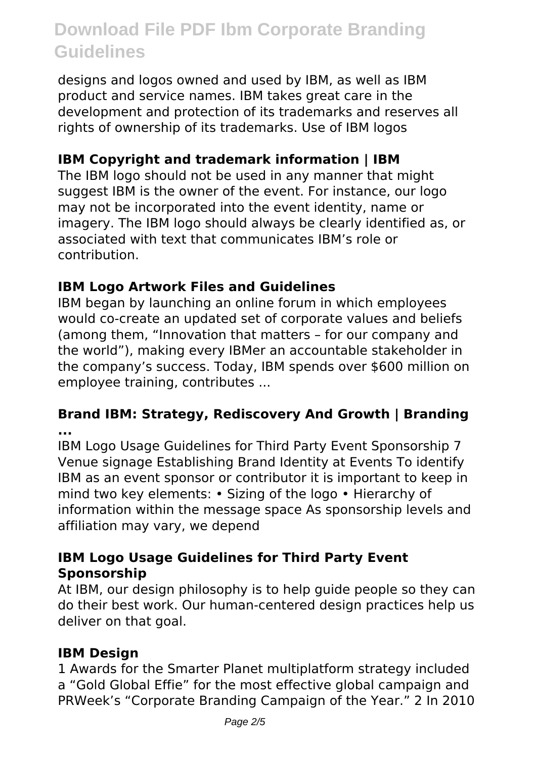designs and logos owned and used by IBM, as well as IBM product and service names. IBM takes great care in the development and protection of its trademarks and reserves all rights of ownership of its trademarks. Use of IBM logos

### IBM Copyright and trademark information | IBM

The IBM logo should not be used in any manner that might suggest IBM is the owner of the event. For instance, our logo may not be incorporated into the event identity, name or imagery. The IBM logo should always be clearly identified as, or associated with text that communicates IBM's role or contribution.

### IBM Logo Artwork Files and Guidelines

IBM began by launching an online forum in which employees would co-create an updated set of corporate values and beliefs (among them, "Innovation that matters – for our company and the world"), making every IBMer an accountable stakeholder in the company's success. Today, IBM spends over $600 million on employee training, contributes ...

### Brand IBM: Strategy, Rediscovery And Growth | Branding ...

IBM Logo Usage Guidelines for Third Party Event Sponsorship 7 Venue signage Establishing Brand Identity at Events To identify IBM as an event sponsor or contributor it is important to keep in mind two key elements: • Sizing of the logo • Hierarchy of information within the message space As sponsorship levels and affiliation may vary, we depend

### IBM Logo Usage Guidelines for Third Party Event Sponsorship

At IBM, our design philosophy is to help guide people so they can do their best work. Our human-centered design practices help us deliver on that goal.

### IBM Design

1 Awards for the Smarter Planet multiplatform strategy included a "Gold Global Effie" for the most effective global campaign and PRWeek's "Corporate Branding Campaign of the Year." 2 In 2010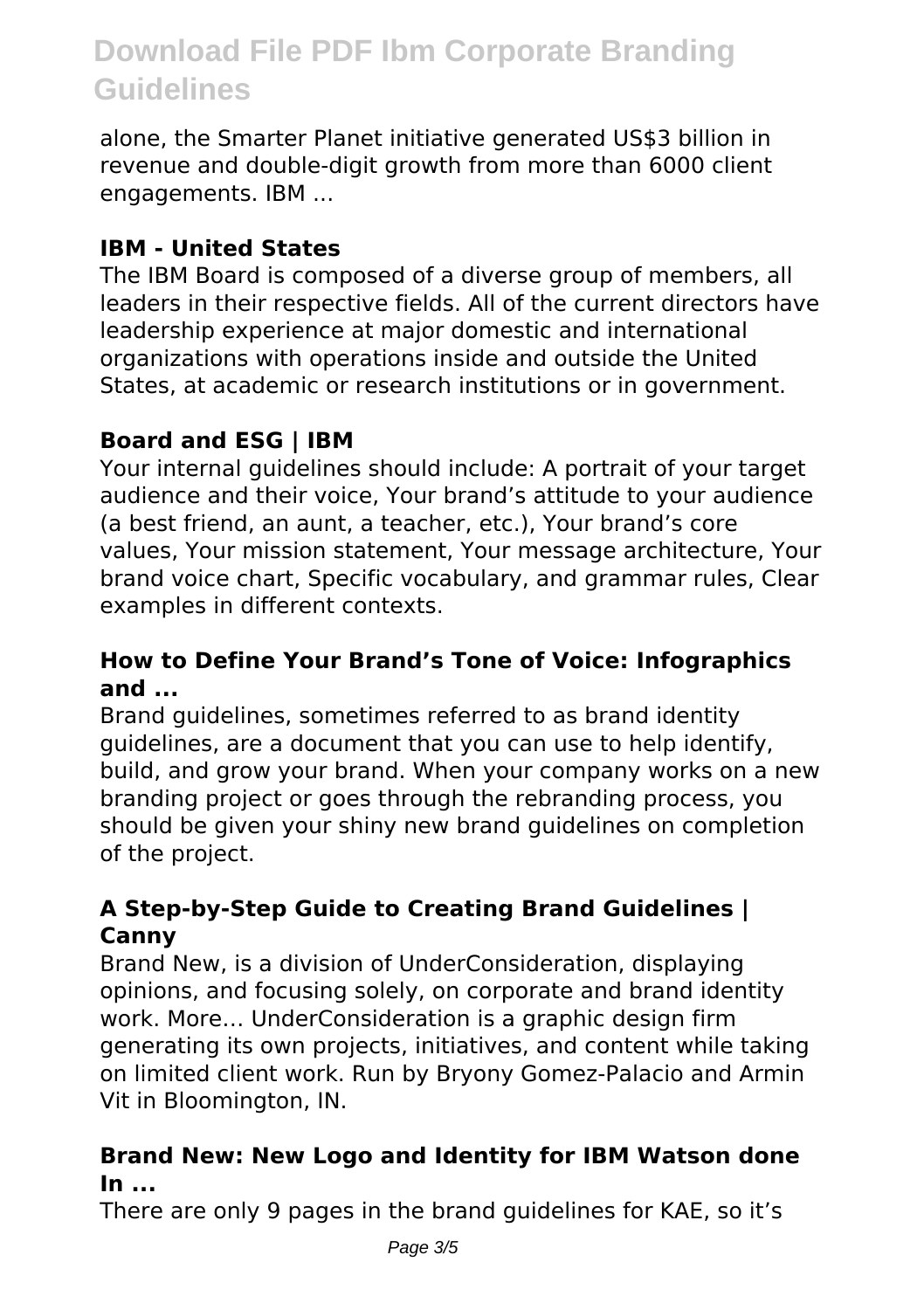alone, the Smarter Planet initiative generated US$3 billion in revenue and double-digit growth from more than 6000 client engagements. IBM ...

### IBM - United States

The IBM Board is composed of a diverse group of members, all leaders in their respective fields. All of the current directors have leadership experience at major domestic and international organizations with operations inside and outside the United States, at academic or research institutions or in government.

### Board and ESG | IBM

Your internal guidelines should include: A portrait of your target audience and their voice, Your brand's attitude to your audience (a best friend, an aunt, a teacher, etc.), Your brand's core values, Your mission statement, Your message architecture, Your brand voice chart, Specific vocabulary, and grammar rules, Clear examples in different contexts.

### How to Define Your Brand's Tone of Voice: Infographics and ...

Brand guidelines, sometimes referred to as brand identity guidelines, are a document that you can use to help identify, build, and grow your brand. When your company works on a new branding project or goes through the rebranding process, you should be given your shiny new brand guidelines on completion of the project.

### A Step-by-Step Guide to Creating Brand Guidelines | Canny

Brand New, is a division of UnderConsideration, displaying opinions, and focusing solely, on corporate and brand identity work. More… UnderConsideration is a graphic design firm generating its own projects, initiatives, and content while taking on limited client work. Run by Bryony Gomez-Palacio and Armin Vit in Bloomington, IN.

### Brand New: New Logo and Identity for IBM Watson done In ...

There are only 9 pages in the brand guidelines for KAE, so it's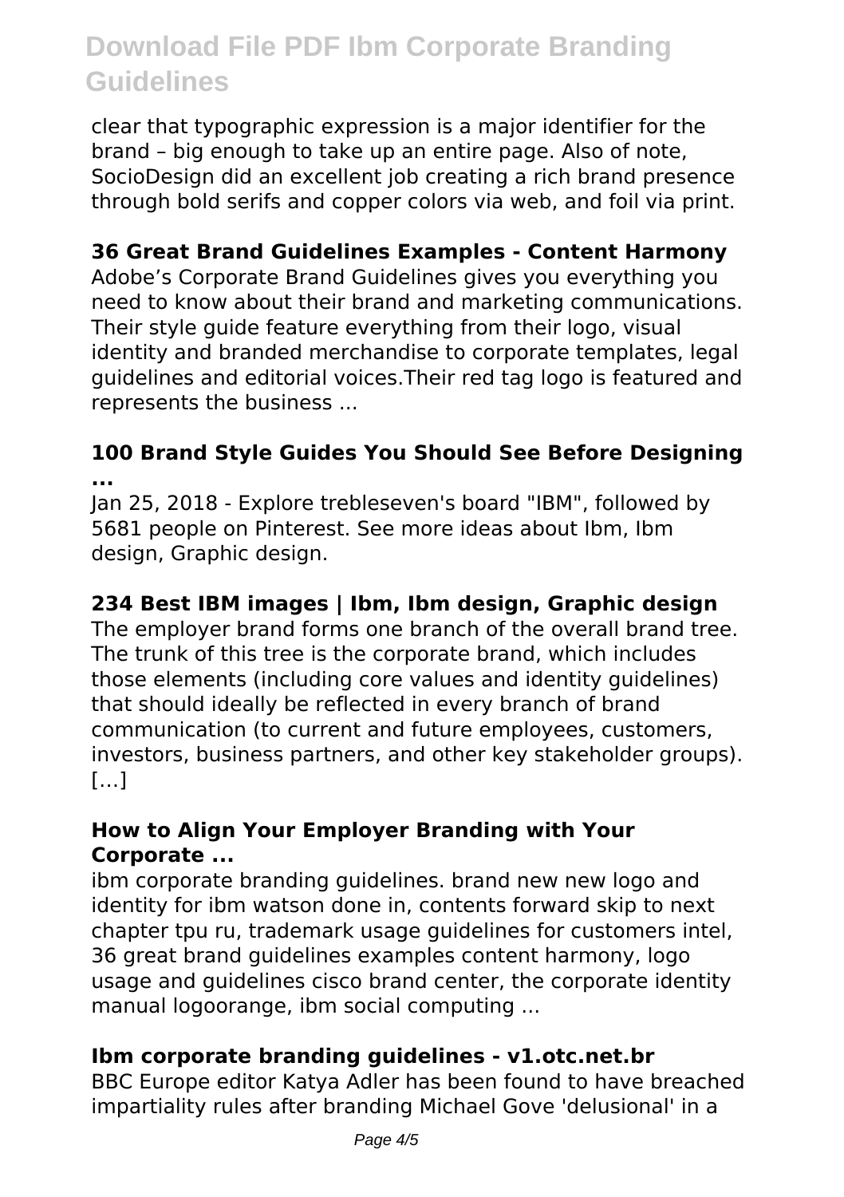clear that typographic expression is a major identifier for the brand – big enough to take up an entire page. Also of note, SocioDesign did an excellent job creating a rich brand presence through bold serifs and copper colors via web, and foil via print.

### 36 Great Brand Guidelines Examples - Content Harmony

Adobe's Corporate Brand Guidelines gives you everything you need to know about their brand and marketing communications. Their style guide feature everything from their logo, visual identity and branded merchandise to corporate templates, legal guidelines and editorial voices.Their red tag logo is featured and represents the business ...

### 100 Brand Style Guides You Should See Before Designing ...

Jan 25, 2018 - Explore trebleseven's board "IBM", followed by 5681 people on Pinterest. See more ideas about Ibm, Ibm design, Graphic design.

### 234 Best IBM images | Ibm, Ibm design, Graphic design

The employer brand forms one branch of the overall brand tree. The trunk of this tree is the corporate brand, which includes those elements (including core values and identity guidelines) that should ideally be reflected in every branch of brand communication (to current and future employees, customers, investors, business partners, and other key stakeholder groups). […]

### How to Align Your Employer Branding with Your Corporate ...

ibm corporate branding guidelines. brand new new logo and identity for ibm watson done in, contents forward skip to next chapter tpu ru, trademark usage guidelines for customers intel, 36 great brand guidelines examples content harmony, logo usage and guidelines cisco brand center, the corporate identity manual logoorange, ibm social computing ...

### Ibm corporate branding guidelines - v1.otc.net.br

BBC Europe editor Katya Adler has been found to have breached impartiality rules after branding Michael Gove 'delusional' in a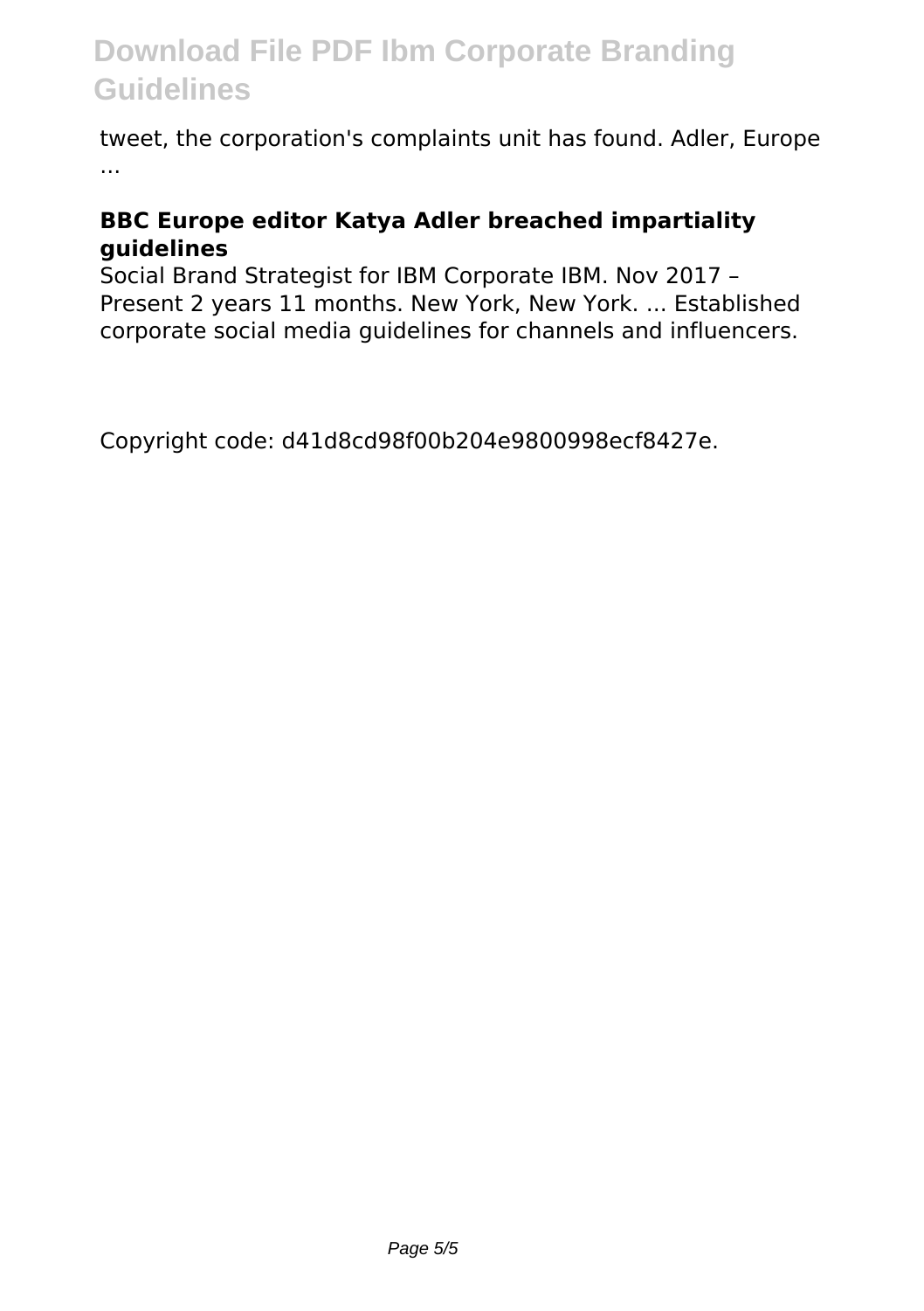tweet, the corporation's complaints unit has found. Adler, Europe ...

**BBC Europe editor Katya Adler breached impartiality guidelines**

Social Brand Strategist for IBM Corporate IBM. Nov 2017 – Present 2 years 11 months. New York, New York. ... Established corporate social media guidelines for channels and influencers.

Copyright code: d41d8cd98f00b204e9800998ecf8427e.